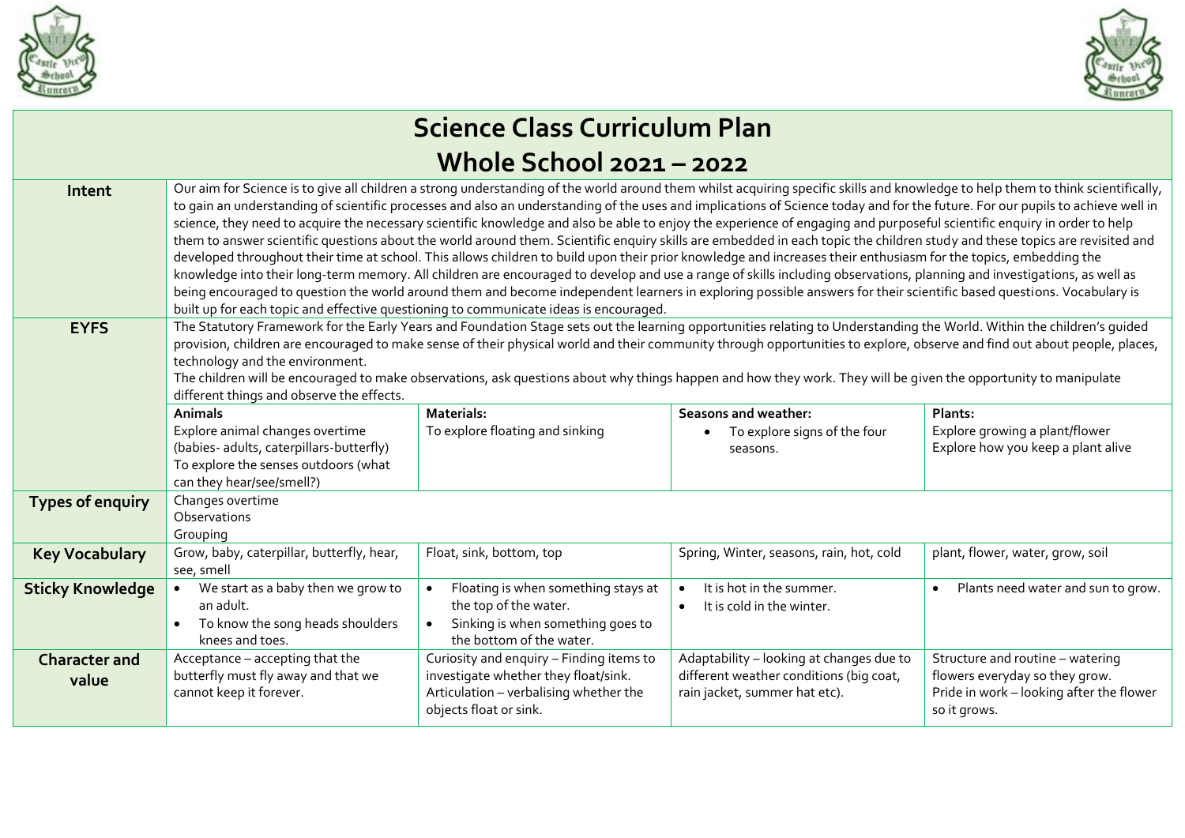# Science Class Curriculum Plan

## Whole School 2021 – 2022

| | | | | |
|---|---|---|---|---|
| **Intent** | Our aim for Science is to give all children a strong understanding of the world around them whilst acquiring specific skills and knowledge to help them to think scientifically, to gain an understanding of scientific processes and also an understanding of the uses and implications of Science today and for the future. For our pupils to achieve well in science, they need to acquire the necessary scientific knowledge and also be able to enjoy the experience of engaging and purposeful scientific enquiry in order to help them to answer scientific questions about the world around them. Scientific enquiry skills are embedded in each topic the children study and these topics are revisited and developed throughout their time at school. This allows children to build upon their prior knowledge and increases their enthusiasm for the topics, embedding the knowledge into their long-term memory. All children are encouraged to develop and use a range of skills including observations, planning and investigations, as well as being encouraged to question the world around them and become independent learners in exploring possible answers for their scientific based questions. Vocabulary is built up for each topic and effective questioning to communicate ideas is encouraged. | | | |
| **EYFS** | The Statutory Framework for the Early Years and Foundation Stage sets out the learning opportunities relating to Understanding the World. Within the children's guided provision, children are encouraged to make sense of their physical world and their community through opportunities to explore, observe and find out about people, places, technology and the environment.<br>The children will be encouraged to make observations, ask questions about why things happen and how they work. They will be given the opportunity to manipulate different things and observe the effects. | | | |
| | **Animals**<br>Explore animal changes overtime (babies- adults, caterpillars-butterfly)<br>To explore the senses outdoors (what can they hear/see/smell?) | **Materials:**<br>To explore floating and sinking | **Seasons and weather:**<br>• To explore signs of the four seasons. | **Plants:**<br>Explore growing a plant/flower<br>Explore how you keep a plant alive |
| **Types of enquiry** | Changes overtime<br>Observations<br>Grouping | | | |
| **Key Vocabulary** | Grow, baby, caterpillar, butterfly, hear, see, smell | Float, sink, bottom, top | Spring, Winter, seasons, rain, hot, cold | plant, flower, water, grow, soil |
| **Sticky Knowledge** | • We start as a baby then we grow to an adult.<br>• To know the song heads shoulders knees and toes. | • Floating is when something stays at the top of the water.<br>• Sinking is when something goes to the bottom of the water. | • It is hot in the summer.<br>• It is cold in the winter. | • Plants need water and sun to grow. |
| **Character and value** | Acceptance – accepting that the butterfly must fly away and that we cannot keep it forever. | Curiosity and enquiry – Finding items to investigate whether they float/sink.<br>Articulation – verbalising whether the objects float or sink. | Adaptability – looking at changes due to different weather conditions (big coat, rain jacket, summer hat etc). | Structure and routine – watering flowers everyday so they grow.<br>Pride in work – looking after the flower so it grows. |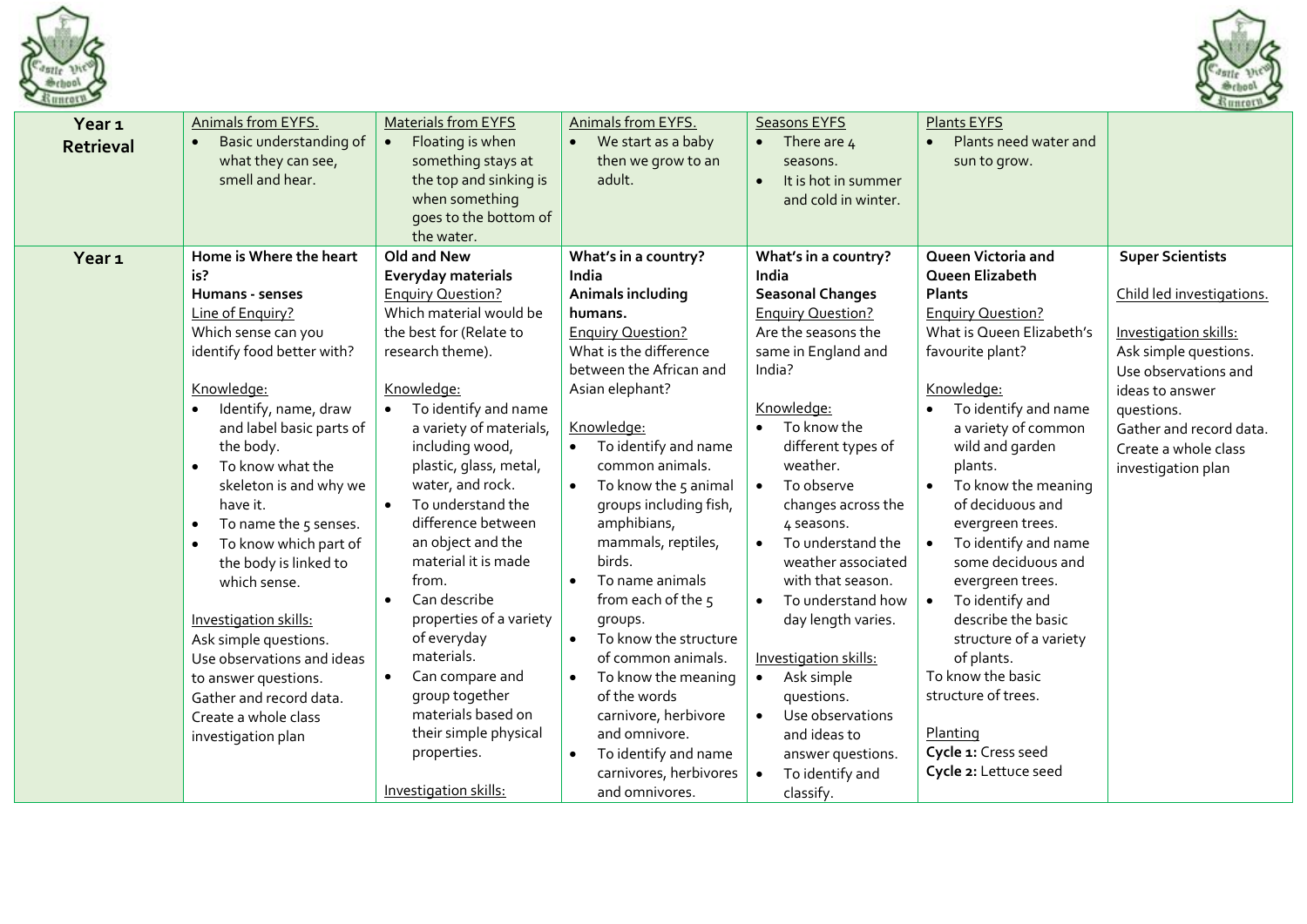| Year 1 Retrieval | Animals from EYFS.<br>• Basic understanding of what they can see, smell and hear. | Materials from EYFS<br>• Floating is when something stays at the top and sinking is when something goes to the bottom of the water. | Animals from EYFS.<br>• We start as a baby then we grow to an adult. | Seasons EYFS<br>• There are 4 seasons.<br>• It is hot in summer and cold in winter. | Plants EYFS<br>• Plants need water and sun to grow. | |
|---|---|---|---|---|---|---|
| **Year 1** | **Home is Where the heart is?**<br>**Humans - senses**<br>Line of Enquiry?<br>Which sense can you identify food better with?<br><br>Knowledge:<br>• Identify, name, draw and label basic parts of the body.<br>• To know what the skeleton is and why we have it.<br>• To name the 5 senses.<br>• To know which part of the body is linked to which sense.<br><br>Investigation skills:<br>Ask simple questions.<br>Use observations and ideas to answer questions.<br>Gather and record data.<br>Create a whole class investigation plan | **Old and New**<br>**Everyday materials**<br>Enquiry Question?<br>Which material would be the best for (Relate to research theme).<br><br>Knowledge:<br>• To identify and name a variety of materials, including wood, plastic, glass, metal, water, and rock.<br>• To understand the difference between an object and the material it is made from.<br>• Can describe properties of a variety of everyday materials.<br>• Can compare and group together materials based on their simple physical properties.<br><br>Investigation skills: | **What's in a country?**<br>**India**<br>**Animals including humans.**<br>Enquiry Question?<br>What is the difference between the African and Asian elephant?<br><br>Knowledge:<br>• To identify and name common animals.<br>• To know the 5 animal groups including fish, amphibians, mammals, reptiles, birds.<br>• To name animals from each of the 5 groups.<br>• To know the structure of common animals.<br>• To know the meaning of the words carnivore, herbivore and omnivore.<br>• To identify and name carnivores, herbivores and omnivores. | **What's in a country?**<br>**India**<br>**Seasonal Changes**<br>Enquiry Question?<br>Are the seasons the same in England and India?<br><br>Knowledge:<br>• To know the different types of weather.<br>• To observe changes across the 4 seasons.<br>• To understand the weather associated with that season.<br>• To understand how day length varies.<br><br>Investigation skills:<br>• Ask simple questions.<br>• Use observations and ideas to answer questions.<br>• To identify and classify. | **Queen Victoria and Queen Elizabeth**<br>**Plants**<br>Enquiry Question?<br>What is Queen Elizabeth's favourite plant?<br><br>Knowledge:<br>• To identify and name a variety of common wild and garden plants.<br>• To know the meaning of deciduous and evergreen trees.<br>• To identify and name some deciduous and evergreen trees.<br>• To identify and describe the basic structure of a variety of plants.<br>To know the basic structure of trees.<br><br>Planting<br>**Cycle 1:** Cress seed<br>**Cycle 2:** Lettuce seed | **Super Scientists**<br><br>Child led investigations.<br><br>Investigation skills:<br>Ask simple questions.<br>Use observations and ideas to answer questions.<br>Gather and record data.<br>Create a whole class investigation plan |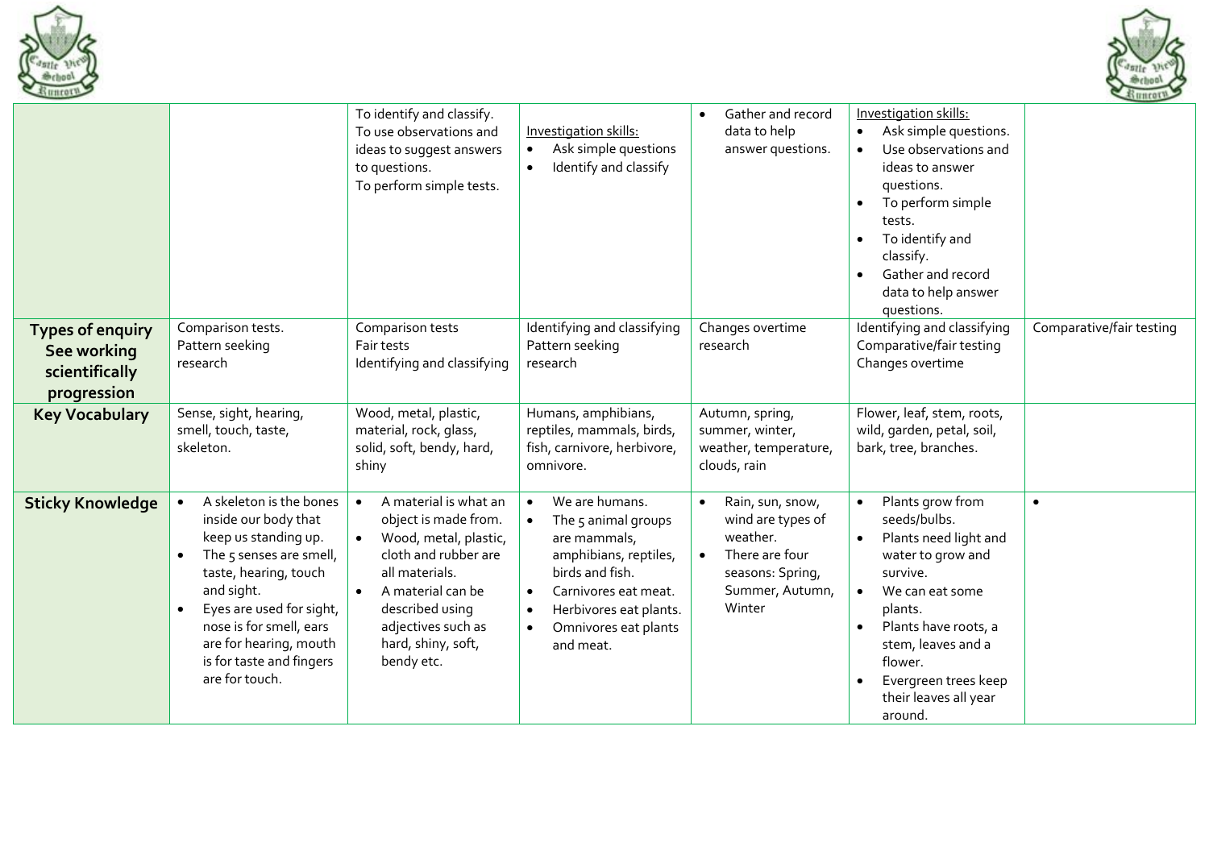| | | | | | | |
|---|---|---|---|---|---|---|
| | | To identify and classify.<br>To use observations and ideas to suggest answers to questions.<br>To perform simple tests. | Investigation skills:<br>• Ask simple questions<br>• Identify and classify | • Gather and record data to help answer questions. | Investigation skills:<br>• Ask simple questions.<br>• Use observations and ideas to answer questions.<br>• To perform simple tests.<br>• To identify and classify.<br>• Gather and record data to help answer questions. | |
| **Types of enquiry See working scientifically progression** | Comparison tests.<br>Pattern seeking<br>research | Comparison tests<br>Fair tests<br>Identifying and classifying | Identifying and classifying<br>Pattern seeking<br>research | Changes overtime<br>research | Identifying and classifying<br>Comparative/fair testing<br>Changes overtime | Comparative/fair testing |
| **Key Vocabulary** | Sense, sight, hearing, smell, touch, taste, skeleton. | Wood, metal, plastic, material, rock, glass, solid, soft, bendy, hard, shiny | Humans, amphibians, reptiles, mammals, birds, fish, carnivore, herbivore, omnivore. | Autumn, spring, summer, winter, weather, temperature, clouds, rain | Flower, leaf, stem, roots, wild, garden, petal, soil, bark, tree, branches. | |
| **Sticky Knowledge** | • A skeleton is the bones inside our body that keep us standing up.<br>• The 5 senses are smell, taste, hearing, touch and sight.<br>• Eyes are used for sight, nose is for smell, ears are for hearing, mouth is for taste and fingers are for touch. | • A material is what an object is made from.<br>• Wood, metal, plastic, cloth and rubber are all materials.<br>• A material can be described using adjectives such as hard, shiny, soft, bendy etc. | • We are humans.<br>• The 5 animal groups are mammals, amphibians, reptiles, birds and fish.<br>• Carnivores eat meat.<br>• Herbivores eat plants.<br>• Omnivores eat plants and meat. | • Rain, sun, snow, wind are types of weather.<br>• There are four seasons: Spring, Summer, Autumn, Winter | • Plants grow from seeds/bulbs.<br>• Plants need light and water to grow and survive.<br>• We can eat some plants.<br>• Plants have roots, a stem, leaves and a flower.<br>• Evergreen trees keep their leaves all year around. | • |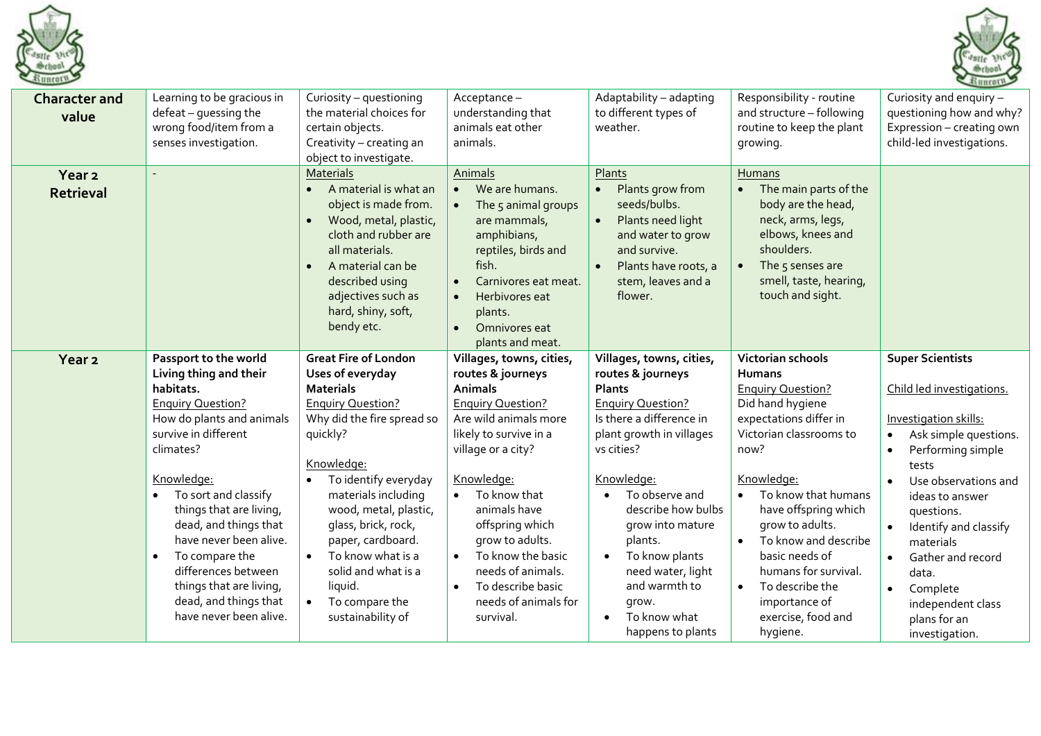| | | | | | | |
|---|---|---|---|---|---|---|
| **Character and value** | Learning to be gracious in defeat – guessing the wrong food/item from a senses investigation. | Curiosity – questioning the material choices for certain objects.<br>Creativity – creating an object to investigate. | Acceptance – understanding that animals eat other animals. | Adaptability – adapting to different types of weather. | Responsibility - routine and structure – following routine to keep the plant growing. | Curiosity and enquiry – questioning how and why?<br>Expression – creating own child-led investigations. |
| **Year 2 Retrieval** | - | Materials<br>• A material is what an object is made from.<br>• Wood, metal, plastic, cloth and rubber are all materials.<br>• A material can be described using adjectives such as hard, shiny, soft, bendy etc. | Animals<br>• We are humans.<br>• The 5 animal groups are mammals, amphibians, reptiles, birds and fish.<br>• Carnivores eat meat.<br>• Herbivores eat plants.<br>• Omnivores eat plants and meat. | Plants<br>• Plants grow from seeds/bulbs.<br>• Plants need light and water to grow and survive.<br>• Plants have roots, a stem, leaves and a flower. | Humans<br>• The main parts of the body are the head, neck, arms, legs, elbows, knees and shoulders.<br>• The 5 senses are smell, taste, hearing, touch and sight. | |
| **Year 2** | **Passport to the world**<br>**Living thing and their habitats.**<br>Enquiry Question?<br>How do plants and animals survive in different climates?<br><br>Knowledge:<br>• To sort and classify things that are living, dead, and things that have never been alive.<br>• To compare the differences between things that are living, dead, and things that have never been alive. | **Great Fire of London**<br>**Uses of everyday Materials**<br>Enquiry Question?<br>Why did the fire spread so quickly?<br><br>Knowledge:<br>• To identify everyday materials including wood, metal, plastic, glass, brick, rock, paper, cardboard.<br>• To know what is a solid and what is a liquid.<br>• To compare the sustainability of | **Villages, towns, cities, routes & journeys**<br>**Animals**<br>Enquiry Question?<br>Are wild animals more likely to survive in a village or a city?<br><br>Knowledge:<br>• To know that animals have offspring which grow to adults.<br>• To know the basic needs of animals.<br>• To describe basic needs of animals for survival. | **Villages, towns, cities, routes & journeys**<br>**Plants**<br>Enquiry Question?<br>Is there a difference in plant growth in villages vs cities?<br><br>Knowledge:<br>• To observe and describe how bulbs grow into mature plants.<br>• To know plants need water, light and warmth to grow.<br>• To know what happens to plants | **Victorian schools**<br>**Humans**<br>Enquiry Question?<br>Did hand hygiene expectations differ in Victorian classrooms to now?<br><br>Knowledge:<br>• To know that humans have offspring which grow to adults.<br>• To know and describe basic needs of humans for survival.<br>• To describe the importance of exercise, food and hygiene. | **Super Scientists**<br><br>Child led investigations.<br><br>Investigation skills:<br>• Ask simple questions.<br>• Performing simple tests<br>• Use observations and ideas to answer questions.<br>• Identify and classify materials<br>• Gather and record data.<br>• Complete independent class plans for an investigation. |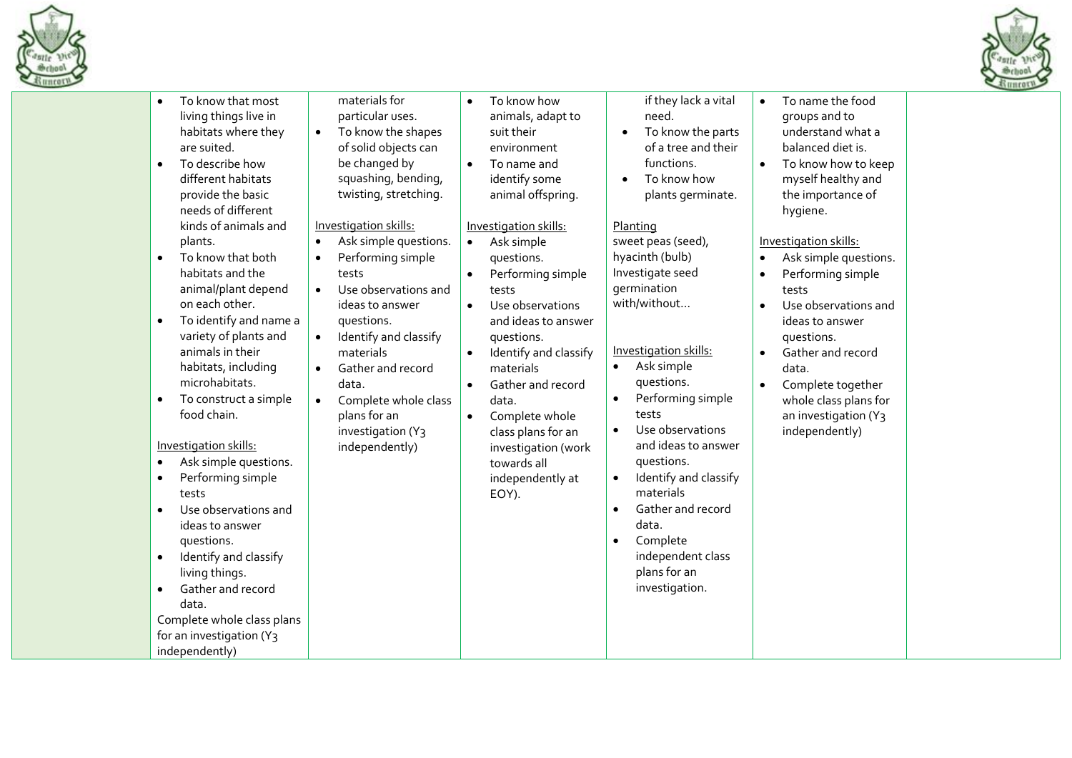| | | | | | | |
|---|---|---|---|---|---|---|
| | • To know that most living things live in habitats where they are suited.<br>• To describe how different habitats provide the basic needs of different kinds of animals and plants.<br>• To know that both habitats and the animal/plant depend on each other.<br>• To identify and name a variety of plants and animals in their habitats, including microhabitats.<br>• To construct a simple food chain.<br><br>Investigation skills:<br>• Ask simple questions.<br>• Performing simple tests<br>• Use observations and ideas to answer questions.<br>• Identify and classify living things.<br>• Gather and record data.<br>Complete whole class plans for an investigation (Y3 independently) | materials for particular uses.<br>• To know the shapes of solid objects can be changed by squashing, bending, twisting, stretching.<br><br>Investigation skills:<br>• Ask simple questions.<br>• Performing simple tests<br>• Use observations and ideas to answer questions.<br>• Identify and classify materials<br>• Gather and record data.<br>• Complete whole class plans for an investigation (Y3 independently) | • To know how animals, adapt to suit their environment<br>• To name and identify some animal offspring.<br><br>Investigation skills:<br>• Ask simple questions.<br>• Performing simple tests<br>• Use observations and ideas to answer questions.<br>• Identify and classify materials<br>• Gather and record data.<br>• Complete whole class plans for an investigation (work towards all independently at EOY). | if they lack a vital need.<br>• To know the parts of a tree and their functions.<br>• To know how plants germinate.<br><br>Planting<br>sweet peas (seed), hyacinth (bulb)<br>Investigate seed germination with/without…<br><br>Investigation skills:<br>• Ask simple questions.<br>• Performing simple tests<br>• Use observations and ideas to answer questions.<br>• Identify and classify materials<br>• Gather and record data.<br>• Complete independent class plans for an investigation. | • To name the food groups and to understand what a balanced diet is.<br>• To know how to keep myself healthy and the importance of hygiene.<br><br>Investigation skills:<br>• Ask simple questions.<br>• Performing simple tests<br>• Use observations and ideas to answer questions.<br>• Gather and record data.<br>• Complete together whole class plans for an investigation (Y3 independently) | |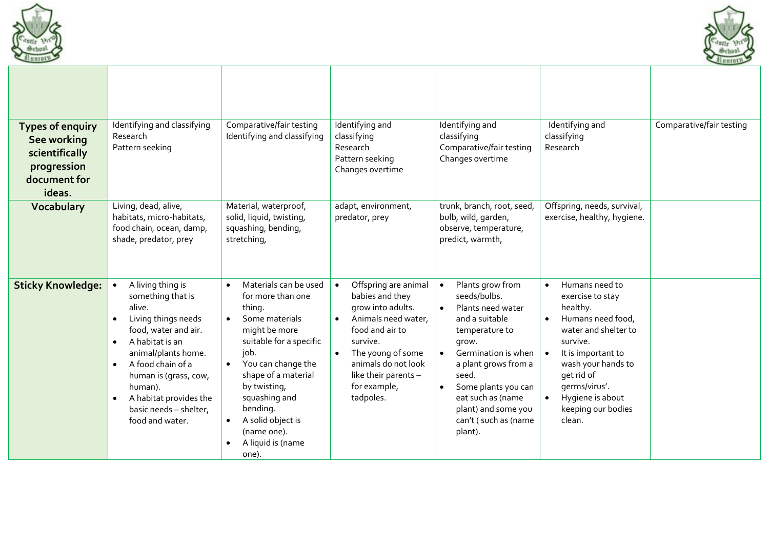| | | | | | | |
|---|---|---|---|---|---|---|
| **Types of enquiry See working scientifically progression document for ideas.** | Identifying and classifying<br>Research<br>Pattern seeking | Comparative/fair testing<br>Identifying and classifying | Identifying and classifying<br>Research<br>Pattern seeking<br>Changes overtime | Identifying and classifying<br>Comparative/fair testing<br>Changes overtime | Identifying and classifying<br>Research | Comparative/fair testing |
| **Vocabulary** | Living, dead, alive, habitats, micro-habitats, food chain, ocean, damp, shade, predator, prey | Material, waterproof, solid, liquid, twisting, squashing, bending, stretching, | adapt, environment, predator, prey | trunk, branch, root, seed, bulb, wild, garden, observe, temperature, predict, warmth, | Offspring, needs, survival, exercise, healthy, hygiene. | |
| **Sticky Knowledge:** | • A living thing is something that is alive.<br>• Living things needs food, water and air.<br>• A habitat is an animal/plants home.<br>• A food chain of a human is (grass, cow, human).<br>• A habitat provides the basic needs – shelter, food and water. | • Materials can be used for more than one thing.<br>• Some materials might be more suitable for a specific job.<br>• You can change the shape of a material by twisting, squashing and bending.<br>• A solid object is (name one).<br>• A liquid is (name one). | • Offspring are animal babies and they grow into adults.<br>• Animals need water, food and air to survive.<br>• The young of some animals do not look like their parents – for example, tadpoles. | • Plants grow from seeds/bulbs.<br>• Plants need water and a suitable temperature to grow.<br>• Germination is when a plant grows from a seed.<br>• Some plants you can eat such as (name plant) and some you can't ( such as (name plant). | • Humans need to exercise to stay healthy.<br>• Humans need food, water and shelter to survive.<br>• It is important to wash your hands to get rid of germs/virus'.<br>• Hygiene is about keeping our bodies clean. | |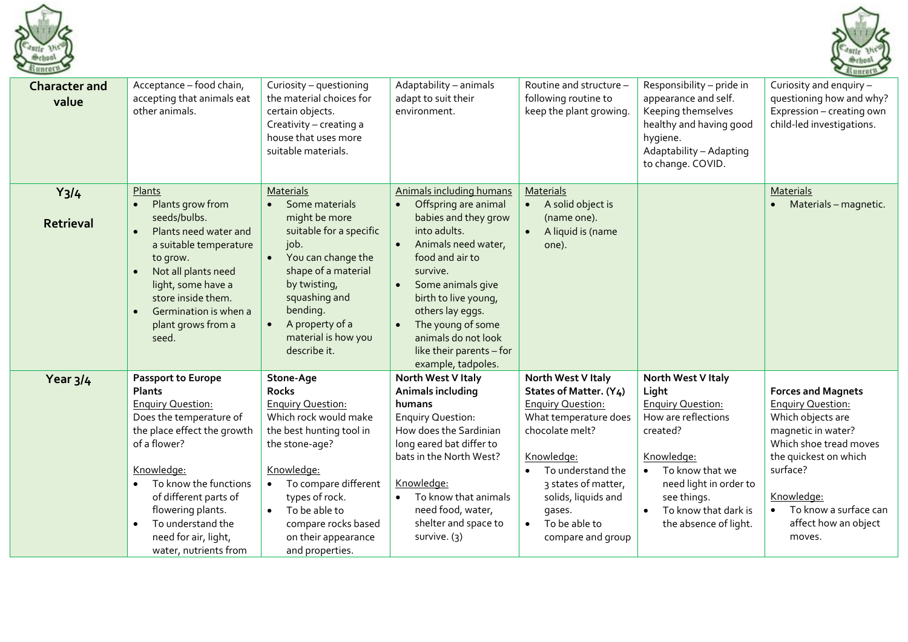| | | | | | | |
|---|---|---|---|---|---|---|
| **Character and value** | Acceptance – food chain, accepting that animals eat other animals. | Curiosity – questioning the material choices for certain objects.<br>Creativity – creating a house that uses more suitable materials. | Adaptability – animals adapt to suit their environment. | Routine and structure – following routine to keep the plant growing. | Responsibility – pride in appearance and self. Keeping themselves healthy and having good hygiene.<br>Adaptability – Adapting to change. COVID. | Curiosity and enquiry – questioning how and why?<br>Expression – creating own child-led investigations. |
| **Y3/4**<br><br>**Retrieval** | Plants<br>• Plants grow from seeds/bulbs.<br>• Plants need water and a suitable temperature to grow.<br>• Not all plants need light, some have a store inside them.<br>• Germination is when a plant grows from a seed. | Materials<br>• Some materials might be more suitable for a specific job.<br>• You can change the shape of a material by twisting, squashing and bending.<br>• A property of a material is how you describe it. | Animals including humans<br>• Offspring are animal babies and they grow into adults.<br>• Animals need water, food and air to survive.<br>• Some animals give birth to live young, others lay eggs.<br>• The young of some animals do not look like their parents – for example, tadpoles. | Materials<br>• A solid object is (name one).<br>• A liquid is (name one). | | Materials<br>• Materials – magnetic. |
| **Year 3/4** | **Passport to Europe**<br>**Plants**<br>Enquiry Question:<br>Does the temperature of the place effect the growth of a flower?<br><br>Knowledge:<br>• To know the functions of different parts of flowering plants.<br>• To understand the need for air, light, water, nutrients from | **Stone-Age**<br>**Rocks**<br>Enquiry Question:<br>Which rock would make the best hunting tool in the stone-age?<br><br>Knowledge:<br>• To compare different types of rock.<br>• To be able to compare rocks based on their appearance and properties. | **North West V Italy**<br>**Animals including humans**<br>Enquiry Question:<br>How does the Sardinian long eared bat differ to bats in the North West?<br><br>Knowledge:<br>• To know that animals need food, water, shelter and space to survive. (3) | **North West V Italy**<br>**States of Matter. (Y4)**<br>Enquiry Question:<br>What temperature does chocolate melt?<br><br>Knowledge:<br>• To understand the 3 states of matter, solids, liquids and gases.<br>• To be able to compare and group | **North West V Italy**<br>**Light**<br>Enquiry Question:<br>How are reflections created?<br><br>Knowledge:<br>• To know that we need light in order to see things.<br>• To know that dark is the absence of light. | **Forces and Magnets**<br>Enquiry Question:<br>Which objects are magnetic in water?<br>Which shoe tread moves the quickest on which surface?<br><br>Knowledge:<br>• To know a surface can affect how an object moves. |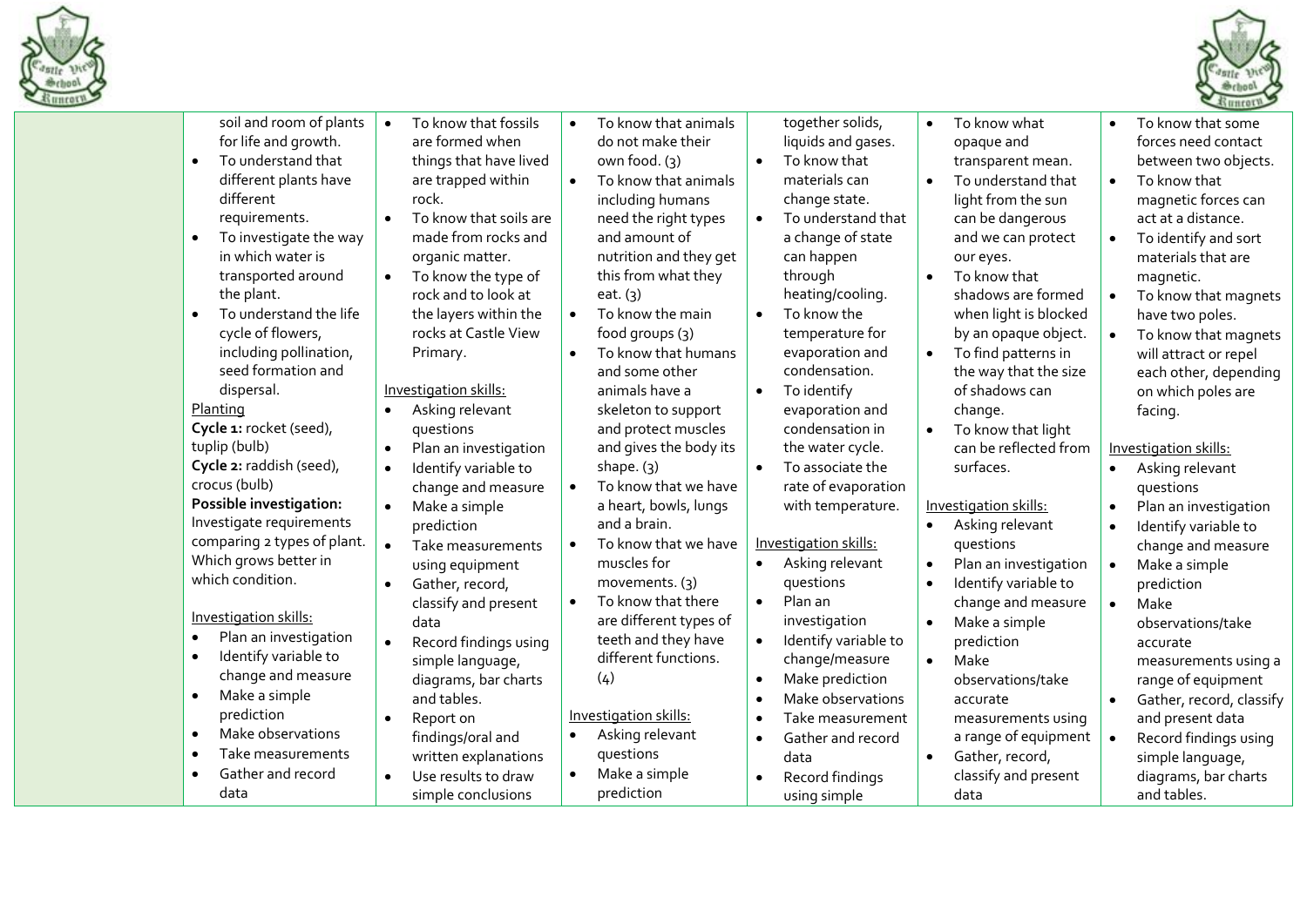| | | | | | | |
|---|---|---|---|---|---|---|
| | soil and room of plants for life and growth.<br>• To understand that different plants have different requirements.<br>• To investigate the way in which water is transported around the plant.<br>• To understand the life cycle of flowers, including pollination, seed formation and dispersal.<br>Planting<br>**Cycle 1:** rocket (seed), tuplip (bulb)<br>**Cycle 2:** raddish (seed), crocus (bulb)<br>**Possible investigation:**<br>Investigate requirements comparing 2 types of plant. Which grows better in which condition.<br><br>Investigation skills:<br>• Plan an investigation<br>• Identify variable to change and measure<br>• Make a simple prediction<br>• Make observations<br>• Take measurements<br>• Gather and record data | • To know that fossils are formed when things that have lived are trapped within rock.<br>• To know that soils are made from rocks and organic matter.<br>• To know the type of rock and to look at the layers within the rocks at Castle View Primary.<br><br>Investigation skills:<br>• Asking relevant questions<br>• Plan an investigation<br>• Identify variable to change and measure<br>• Make a simple prediction<br>• Take measurements using equipment<br>• Gather, record, classify and present data<br>• Record findings using simple language, diagrams, bar charts and tables.<br>• Report on findings/oral and written explanations<br>• Use results to draw simple conclusions | • To know that animals do not make their own food. (3)<br>• To know that animals including humans need the right types and amount of nutrition and they get this from what they eat. (3)<br>• To know the main food groups (3)<br>• To know that humans and some other animals have a skeleton to support and protect muscles and gives the body its shape. (3)<br>• To know that we have a heart, bowls, lungs and a brain.<br>• To know that we have muscles for movements. (3)<br>• To know that there are different types of teeth and they have different functions. (4)<br><br>Investigation skills:<br>• Asking relevant questions<br>• Make a simple prediction | together solids, liquids and gases.<br>• To know that materials can change state.<br>• To understand that a change of state can happen through heating/cooling.<br>• To know the temperature for evaporation and condensation.<br>• To identify evaporation and condensation in the water cycle.<br>• To associate the rate of evaporation with temperature.<br><br>Investigation skills:<br>• Asking relevant questions<br>• Plan an investigation<br>• Identify variable to change/measure<br>• Make prediction<br>• Make observations<br>• Take measurement<br>• Gather and record data<br>• Record findings using simple | • To know what opaque and transparent mean.<br>• To understand that light from the sun can be dangerous and we can protect our eyes.<br>• To know that shadows are formed when light is blocked by an opaque object.<br>• To find patterns in the way that the size of shadows can change.<br>• To know that light can be reflected from surfaces.<br><br>Investigation skills:<br>• Asking relevant questions<br>• Plan an investigation<br>• Identify variable to change and measure<br>• Make a simple prediction<br>• Make observations/take accurate measurements using a range of equipment<br>• Gather, record, classify and present data | • To know that some forces need contact between two objects.<br>• To know that magnetic forces can act at a distance.<br>• To identify and sort materials that are magnetic.<br>• To know that magnets have two poles.<br>• To know that magnets will attract or repel each other, depending on which poles are facing.<br><br>Investigation skills:<br>• Asking relevant questions<br>• Plan an investigation<br>• Identify variable to change and measure<br>• Make a simple prediction<br>• Make observations/take accurate measurements using a range of equipment<br>• Gather, record, classify and present data<br>• Record findings using simple language, diagrams, bar charts and tables. |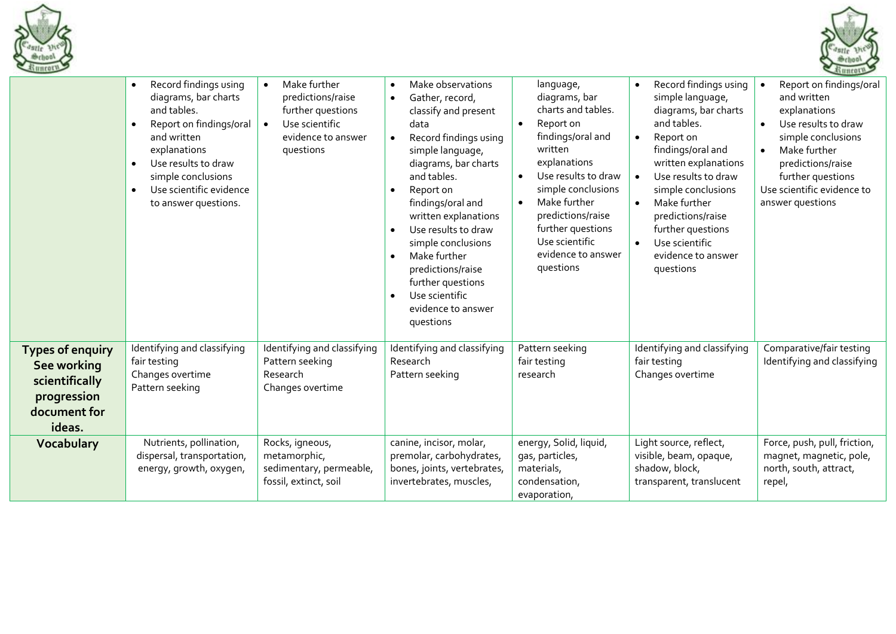| | | | | | | |
|---|---|---|---|---|---|---|
| | • Record findings using diagrams, bar charts and tables.<br>• Report on findings/oral and written explanations<br>• Use results to draw simple conclusions<br>• Use scientific evidence to answer questions. | • Make further predictions/raise further questions<br>• Use scientific evidence to answer questions | • Make observations<br>• Gather, record, classify and present data<br>• Record findings using simple language, diagrams, bar charts and tables.<br>• Report on findings/oral and written explanations<br>• Use results to draw simple conclusions<br>• Make further predictions/raise further questions<br>• Use scientific evidence to answer questions | language, diagrams, bar charts and tables.<br>• Report on findings/oral and written explanations<br>• Use results to draw simple conclusions<br>• Make further predictions/raise further questions<br>Use scientific evidence to answer questions | • Record findings using simple language, diagrams, bar charts and tables.<br>• Report on findings/oral and written explanations<br>• Use results to draw simple conclusions<br>• Make further predictions/raise further questions<br>• Use scientific evidence to answer questions | • Report on findings/oral and written explanations<br>• Use results to draw simple conclusions<br>• Make further predictions/raise further questions<br>Use scientific evidence to answer questions |
| **Types of enquiry See working scientifically progression document for ideas.** | Identifying and classifying<br>fair testing<br>Changes overtime<br>Pattern seeking | Identifying and classifying<br>Pattern seeking<br>Research<br>Changes overtime | Identifying and classifying<br>Research<br>Pattern seeking | Pattern seeking<br>fair testing<br>research | Identifying and classifying<br>fair testing<br>Changes overtime | Comparative/fair testing<br>Identifying and classifying |
| **Vocabulary** | Nutrients, pollination, dispersal, transportation, energy, growth, oxygen, | Rocks, igneous, metamorphic, sedimentary, permeable, fossil, extinct, soil | canine, incisor, molar, premolar, carbohydrates, bones, joints, vertebrates, invertebrates, muscles, | energy, Solid, liquid, gas, particles, materials, condensation, evaporation, | Light source, reflect, visible, beam, opaque, shadow, block, transparent, translucent | Force, push, pull, friction, magnet, magnetic, pole, north, south, attract, repel, |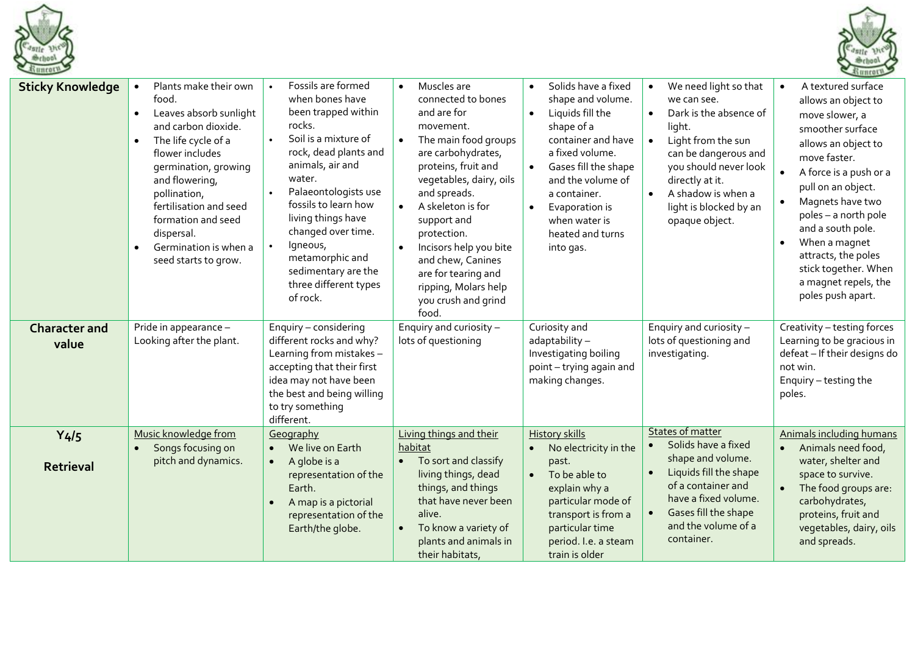| | | | | | | |
|---|---|---|---|---|---|---|
| **Sticky Knowledge** | • Plants make their own food.<br>• Leaves absorb sunlight and carbon dioxide.<br>• The life cycle of a flower includes germination, growing and flowering, pollination, fertilisation and seed formation and seed dispersal.<br>• Germination is when a seed starts to grow. | • Fossils are formed when bones have been trapped within rocks.<br>• Soil is a mixture of rock, dead plants and animals, air and water.<br>• Palaeontologists use fossils to learn how living things have changed over time.<br>• Igneous, metamorphic and sedimentary are the three different types of rock. | • Muscles are connected to bones and are for movement.<br>• The main food groups are carbohydrates, proteins, fruit and vegetables, dairy, oils and spreads.<br>• A skeleton is for support and protection.<br>• Incisors help you bite and chew, Canines are for tearing and ripping, Molars help you crush and grind food. | • Solids have a fixed shape and volume.<br>• Liquids fill the shape of a container and have a fixed volume.<br>• Gases fill the shape and the volume of a container.<br>• Evaporation is when water is heated and turns into gas. | • We need light so that we can see.<br>• Dark is the absence of light.<br>• Light from the sun can be dangerous and you should never look directly at it.<br>• A shadow is when a light is blocked by an opaque object. | • A textured surface allows an object to move slower, a smoother surface allows an object to move faster.<br>• A force is a push or a pull on an object.<br>• Magnets have two poles – a north pole and a south pole.<br>• When a magnet attracts, the poles stick together. When a magnet repels, the poles push apart. |
| **Character and value** | Pride in appearance – Looking after the plant. | Enquiry – considering different rocks and why?<br>Learning from mistakes – accepting that their first idea may not have been the best and being willing to try something different. | Enquiry and curiosity – lots of questioning | Curiosity and adaptability – Investigating boiling point – trying again and making changes. | Enquiry and curiosity – lots of questioning and investigating. | Creativity – testing forces<br>Learning to be gracious in defeat – If their designs do not win.<br>Enquiry – testing the poles. |
| **Y4/5**<br><br>**Retrieval** | Music knowledge from<br>• Songs focusing on pitch and dynamics. | Geography<br>• We live on Earth<br>• A globe is a representation of the Earth.<br>• A map is a pictorial representation of the Earth/the globe. | Living things and their habitat<br>• To sort and classify living things, dead things, and things that have never been alive.<br>• To know a variety of plants and animals in their habitats, | History skills<br>• No electricity in the past.<br>• To be able to explain why a particular mode of transport is from a particular time period. I.e. a steam train is older | States of matter<br>• Solids have a fixed shape and volume.<br>• Liquids fill the shape of a container and have a fixed volume.<br>• Gases fill the shape and the volume of a container. | Animals including humans<br>• Animals need food, water, shelter and space to survive.<br>• The food groups are: carbohydrates, proteins, fruit and vegetables, dairy, oils and spreads. |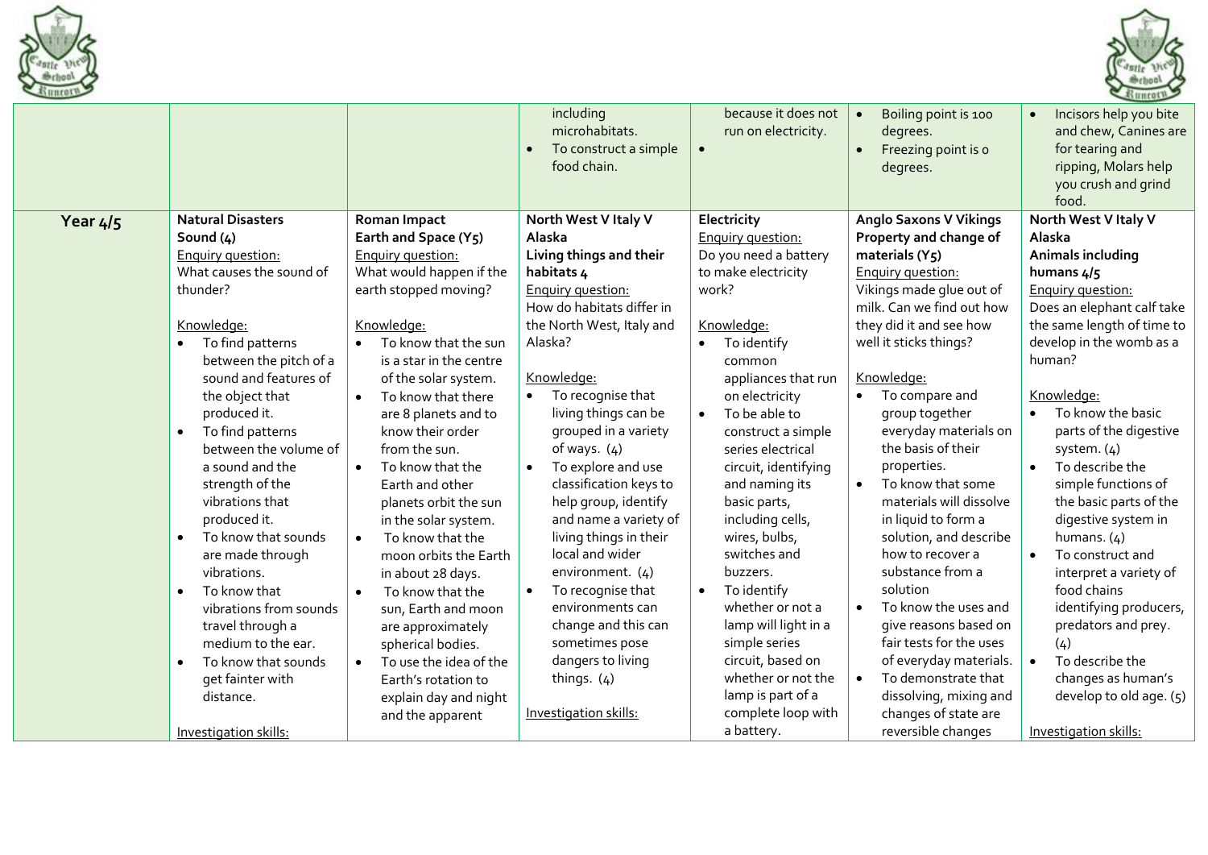| | | | | | | |
|---|---|---|---|---|---|---|
| | | | including microhabitats.<br>• To construct a simple food chain. | because it does not run on electricity.<br>• | • Boiling point is 100 degrees.<br>• Freezing point is 0 degrees. | • Incisors help you bite and chew, Canines are for tearing and ripping, Molars help you crush and grind food. |
| **Year 4/5** | **Natural Disasters**<br>**Sound (4)**<br>Enquiry question:<br>What causes the sound of thunder?<br><br>Knowledge:<br>• To find patterns between the pitch of a sound and features of the object that produced it.<br>• To find patterns between the volume of a sound and the strength of the vibrations that produced it.<br>• To know that sounds are made through vibrations.<br>• To know that vibrations from sounds travel through a medium to the ear.<br>• To know that sounds get fainter with distance.<br><br>Investigation skills: | **Roman Impact**<br>**Earth and Space (Y5)**<br>Enquiry question:<br>What would happen if the earth stopped moving?<br><br>Knowledge:<br>• To know that the sun is a star in the centre of the solar system.<br>• To know that there are 8 planets and to know their order from the sun.<br>• To know that the Earth and other planets orbit the sun in the solar system.<br>• To know that the moon orbits the Earth in about 28 days.<br>• To know that the sun, Earth and moon are approximately spherical bodies.<br>• To use the idea of the Earth's rotation to explain day and night and the apparent | **North West V Italy V Alaska**<br>**Living things and their habitats 4**<br>Enquiry question:<br>How do habitats differ in the North West, Italy and Alaska?<br><br>Knowledge:<br>• To recognise that living things can be grouped in a variety of ways. (4)<br>• To explore and use classification keys to help group, identify and name a variety of living things in their local and wider environment. (4)<br>• To recognise that environments can change and this can sometimes pose dangers to living things. (4)<br><br>Investigation skills: | **Electricity**<br>Enquiry question:<br>Do you need a battery to make electricity work?<br><br>Knowledge:<br>• To identify common appliances that run on electricity<br>• To be able to construct a simple series electrical circuit, identifying and naming its basic parts, including cells, wires, bulbs, switches and buzzers.<br>• To identify whether or not a lamp will light in a simple series circuit, based on whether or not the lamp is part of a complete loop with a battery. | **Anglo Saxons V Vikings**<br>**Property and change of materials (Y5)**<br>Enquiry question:<br>Vikings made glue out of milk. Can we find out how they did it and see how well it sticks things?<br><br>Knowledge:<br>• To compare and group together everyday materials on the basis of their properties.<br>• To know that some materials will dissolve in liquid to form a solution, and describe how to recover a substance from a solution<br>• To know the uses and give reasons based on fair tests for the uses of everyday materials.<br>• To demonstrate that dissolving, mixing and changes of state are reversible changes | **North West V Italy V Alaska**<br>**Animals including humans 4/5**<br>Enquiry question:<br>Does an elephant calf take the same length of time to develop in the womb as a human?<br><br>Knowledge:<br>• To know the basic parts of the digestive system. (4)<br>• To describe the simple functions of the basic parts of the digestive system in humans. (4)<br>• To construct and interpret a variety of food chains identifying producers, predators and prey. (4)<br>• To describe the changes as human's develop to old age. (5)<br><br>Investigation skills: |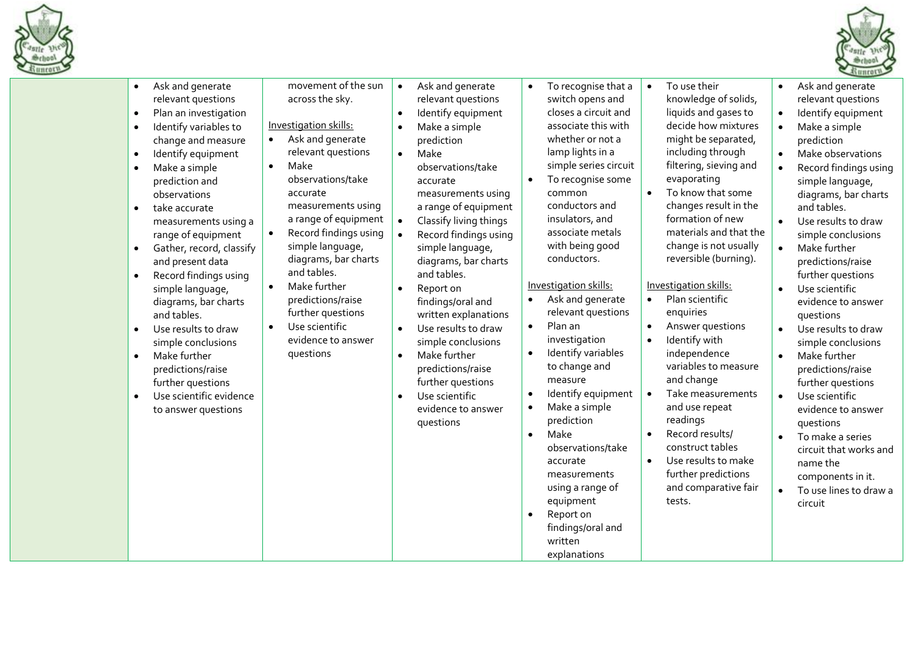| | | | | | | |
|---|---|---|---|---|---|---|
| | • Ask and generate relevant questions<br>• Plan an investigation<br>• Identify variables to change and measure<br>• Identify equipment<br>• Make a simple prediction and observations<br>• take accurate measurements using a range of equipment<br>• Gather, record, classify and present data<br>• Record findings using simple language, diagrams, bar charts and tables.<br>• Use results to draw simple conclusions<br>• Make further predictions/raise further questions<br>• Use scientific evidence to answer questions | movement of the sun across the sky.<br><br>Investigation skills:<br>• Ask and generate relevant questions<br>• Make observations/take accurate measurements using a range of equipment<br>• Record findings using simple language, diagrams, bar charts and tables.<br>• Make further predictions/raise further questions<br>• Use scientific evidence to answer questions | • Ask and generate relevant questions<br>• Identify equipment<br>• Make a simple prediction<br>• Make observations/take accurate measurements using a range of equipment<br>• Classify living things<br>• Record findings using simple language, diagrams, bar charts and tables.<br>• Report on findings/oral and written explanations<br>• Use results to draw simple conclusions<br>• Make further predictions/raise further questions<br>• Use scientific evidence to answer questions | • To recognise that a switch opens and closes a circuit and associate this with whether or not a lamp lights in a simple series circuit<br>• To recognise some common conductors and insulators, and associate metals with being good conductors.<br><br>Investigation skills:<br>• Ask and generate relevant questions<br>• Plan an investigation<br>• Identify variables to change and measure<br>• Identify equipment<br>• Make a simple prediction<br>• Make observations/take accurate measurements using a range of equipment<br>• Report on findings/oral and written explanations | • To use their knowledge of solids, liquids and gases to decide how mixtures might be separated, including through filtering, sieving and evaporating<br>• To know that some changes result in the formation of new materials and that the change is not usually reversible (burning).<br><br>Investigation skills:<br>• Plan scientific enquiries<br>• Answer questions<br>• Identify with independence variables to measure and change<br>• Take measurements and use repeat readings<br>• Record results/ construct tables<br>• Use results to make further predictions and comparative fair tests. | • Ask and generate relevant questions<br>• Identify equipment<br>• Make a simple prediction<br>• Make observations<br>• Record findings using simple language, diagrams, bar charts and tables.<br>• Use results to draw simple conclusions<br>• Make further predictions/raise further questions<br>• Use scientific evidence to answer questions<br>• Use results to draw simple conclusions<br>• Make further predictions/raise further questions<br>• Use scientific evidence to answer questions<br>• To make a series circuit that works and name the components in it.<br>• To use lines to draw a circuit |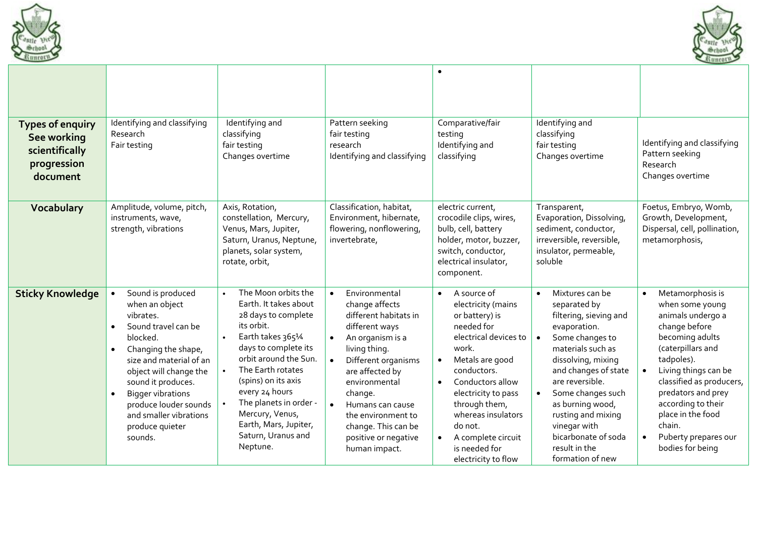| | | | | | | |
|---|---|---|---|---|---|---|
| | | | | • | | |
| **Types of enquiry See working scientifically progression document** | Identifying and classifying<br>Research<br>Fair testing | Identifying and classifying<br>fair testing<br>Changes overtime | Pattern seeking<br>fair testing<br>research<br>Identifying and classifying | Comparative/fair testing<br>Identifying and classifying | Identifying and classifying<br>fair testing<br>Changes overtime | Identifying and classifying<br>Pattern seeking<br>Research<br>Changes overtime |
| **Vocabulary** | Amplitude, volume, pitch, instruments, wave, strength, vibrations | Axis, Rotation, constellation, Mercury, Venus, Mars, Jupiter, Saturn, Uranus, Neptune, planets, solar system, rotate, orbit, | Classification, habitat, Environment, hibernate, flowering, nonflowering, invertebrate, | electric current, crocodile clips, wires, bulb, cell, battery holder, motor, buzzer, switch, conductor, electrical insulator, component. | Transparent, Evaporation, Dissolving, sediment, conductor, irreversible, reversible, insulator, permeable, soluble | Foetus, Embryo, Womb, Growth, Development, Dispersal, cell, pollination, metamorphosis, |
| **Sticky Knowledge** | • Sound is produced when an object vibrates.<br>• Sound travel can be blocked.<br>• Changing the shape, size and material of an object will change the sound it produces.<br>• Bigger vibrations produce louder sounds and smaller vibrations produce quieter sounds. | • The Moon orbits the Earth. It takes about 28 days to complete its orbit.<br>• Earth takes 365¼ days to complete its orbit around the Sun.<br>• The Earth rotates (spins) on its axis every 24 hours<br>• The planets in order - Mercury, Venus, Earth, Mars, Jupiter, Saturn, Uranus and Neptune. | • Environmental change affects different habitats in different ways<br>• An organism is a living thing.<br>• Different organisms are affected by environmental change.<br>• Humans can cause the environment to change. This can be positive or negative human impact. | • A source of electricity (mains or battery) is needed for electrical devices to work.<br>• Metals are good conductors.<br>• Conductors allow electricity to pass through them, whereas insulators do not.<br>• A complete circuit is needed for electricity to flow | • Mixtures can be separated by filtering, sieving and evaporation.<br>• Some changes to materials such as dissolving, mixing and changes of state are reversible.<br>• Some changes such as burning wood, rusting and mixing vinegar with bicarbonate of soda result in the formation of new | • Metamorphosis is when some young animals undergo a change before becoming adults (caterpillars and tadpoles).<br>• Living things can be classified as producers, predators and prey according to their place in the food chain.<br>• Puberty prepares our bodies for being |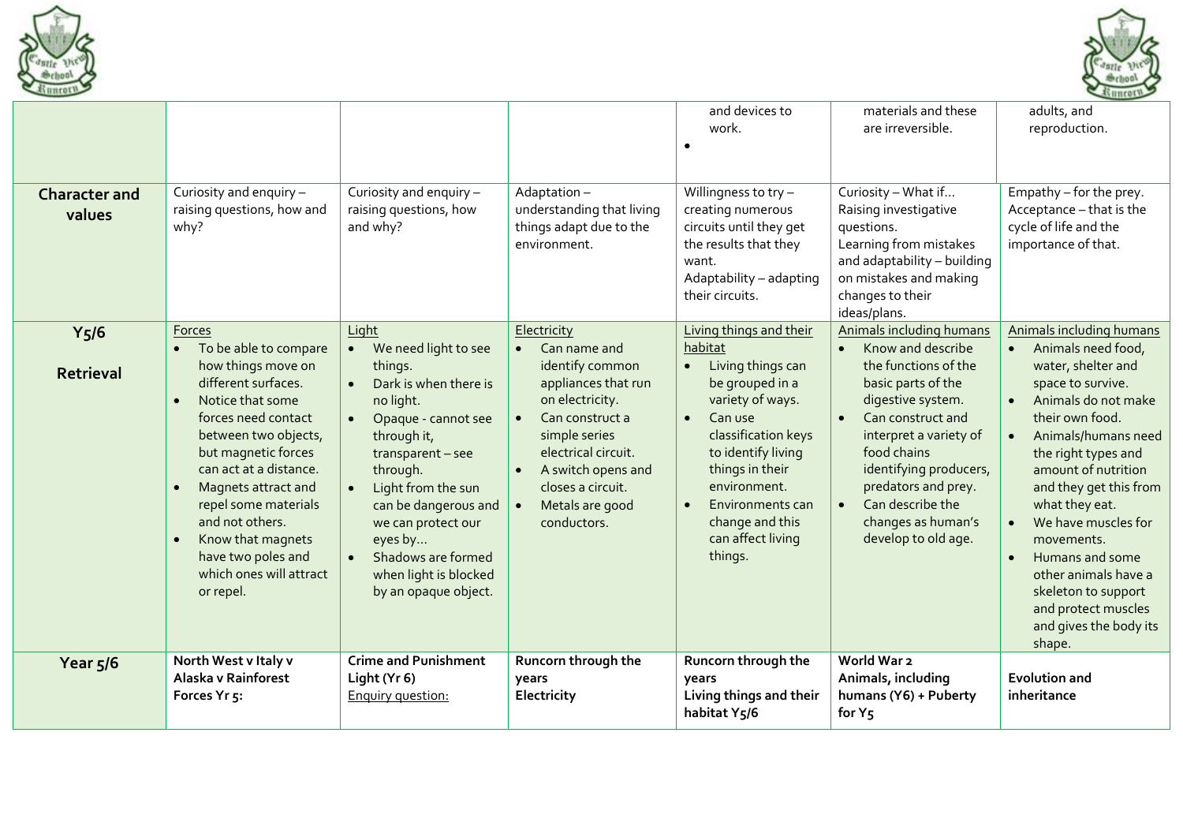| | | | | | | |
|---|---|---|---|---|---|---|
| | | | | and devices to work.<br>• | materials and these are irreversible. | adults, and reproduction. |
| **Character and values** | Curiosity and enquiry – raising questions, how and why? | Curiosity and enquiry – raising questions, how and why? | Adaptation – understanding that living things adapt due to the environment. | Willingness to try – creating numerous circuits until they get the results that they want.<br>Adaptability – adapting their circuits. | Curiosity – What if… Raising investigative questions.<br>Learning from mistakes and adaptability – building on mistakes and making changes to their ideas/plans. | Empathy – for the prey.<br>Acceptance – that is the cycle of life and the importance of that. |
| **Y5/6**<br><br>**Retrieval** | Forces<br>• To be able to compare how things move on different surfaces.<br>• Notice that some forces need contact between two objects, but magnetic forces can act at a distance.<br>• Magnets attract and repel some materials and not others.<br>• Know that magnets have two poles and which ones will attract or repel. | Light<br>• We need light to see things.<br>• Dark is when there is no light.<br>• Opaque - cannot see through it, transparent – see through.<br>• Light from the sun can be dangerous and we can protect our eyes by…<br>• Shadows are formed when light is blocked by an opaque object. | Electricity<br>• Can name and identify common appliances that run on electricity.<br>• Can construct a simple series electrical circuit.<br>• A switch opens and closes a circuit.<br>• Metals are good conductors. | Living things and their habitat<br>• Living things can be grouped in a variety of ways.<br>• Can use classification keys to identify living things in their environment.<br>• Environments can change and this can affect living things. | Animals including humans<br>• Know and describe the functions of the basic parts of the digestive system.<br>• Can construct and interpret a variety of food chains identifying producers, predators and prey.<br>• Can describe the changes as human's develop to old age. | Animals including humans<br>• Animals need food, water, shelter and space to survive.<br>• Animals do not make their own food.<br>• Animals/humans need the right types and amount of nutrition and they get this from what they eat.<br>• We have muscles for movements.<br>• Humans and some other animals have a skeleton to support and protect muscles and gives the body its shape. |
| **Year 5/6** | **North West v Italy v Alaska v Rainforest**<br>**Forces Yr 5:** | **Crime and Punishment**<br>**Light (Yr 6)**<br>Enquiry question: | **Runcorn through the years**<br>**Electricity** | **Runcorn through the years**<br>**Living things and their habitat Y5/6** | **World War 2**<br>**Animals, including humans (Y6) + Puberty for Y5** | **Evolution and inheritance** |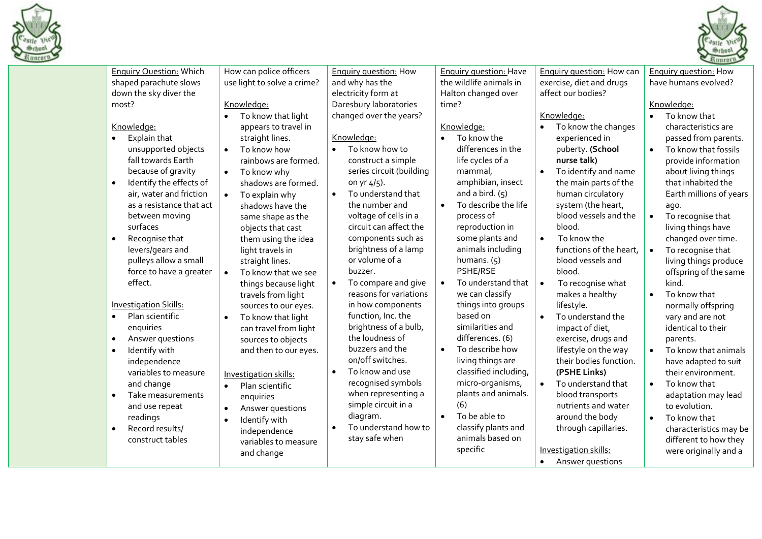| | | | | | | |
|---|---|---|---|---|---|---|
| | Enquiry Question: Which shaped parachute slows down the sky diver the most?<br><br>Knowledge:<br>• Explain that unsupported objects fall towards Earth because of gravity<br>• Identify the effects of air, water and friction as a resistance that act between moving surfaces<br>• Recognise that levers/gears and pulleys allow a small force to have a greater effect.<br><br>Investigation Skills:<br>• Plan scientific enquiries<br>• Answer questions<br>• Identify with independence variables to measure and change<br>• Take measurements and use repeat readings<br>• Record results/ construct tables | How can police officers use light to solve a crime?<br><br>Knowledge:<br>• To know that light appears to travel in straight lines.<br>• To know how rainbows are formed.<br>• To know why shadows are formed.<br>• To explain why shadows have the same shape as the objects that cast them using the idea light travels in straight lines.<br>• To know that we see things because light travels from light sources to our eyes.<br>• To know that light can travel from light sources to objects and then to our eyes.<br><br>Investigation skills:<br>• Plan scientific enquiries<br>• Answer questions<br>• Identify with independence variables to measure and change | Enquiry question: How and why has the electricity form at Daresbury laboratories changed over the years?<br><br>Knowledge:<br>• To know how to construct a simple series circuit (building on yr 4/5).<br>• To understand that the number and voltage of cells in a circuit can affect the components such as brightness of a lamp or volume of a buzzer.<br>• To compare and give reasons for variations in how components function, Inc. the brightness of a bulb, the loudness of buzzers and the on/off switches.<br>• To know and use recognised symbols when representing a simple circuit in a diagram.<br>• To understand how to stay safe when | Enquiry question: Have the wildlife animals in Halton changed over time?<br><br>Knowledge:<br>• To know the differences in the life cycles of a mammal, amphibian, insect and a bird. (5)<br>• To describe the life process of reproduction in some plants and animals including humans. (5) PSHE/RSE<br>• To understand that we can classify things into groups based on similarities and differences. (6)<br>• To describe how living things are classified including, micro-organisms, plants and animals. (6)<br>• To be able to classify plants and animals based on specific | Enquiry question: How can exercise, diet and drugs affect our bodies?<br><br>Knowledge:<br>• To know the changes experienced in puberty. **(School nurse talk)**<br>• To identify and name the main parts of the human circulatory system (the heart, blood vessels and the blood.<br>• To know the functions of the heart, blood vessels and blood.<br>• To recognise what makes a healthy lifestyle.<br>• To understand the impact of diet, exercise, drugs and lifestyle on the way their bodies function. **(PSHE Links)**<br>• To understand that blood transports nutrients and water around the body through capillaries.<br><br>Investigation skills:<br>• Answer questions | Enquiry question: How have humans evolved?<br><br>Knowledge:<br>• To know that characteristics are passed from parents.<br>• To know that fossils provide information about living things that inhabited the Earth millions of years ago.<br>• To recognise that living things have changed over time.<br>• To recognise that living things produce offspring of the same kind.<br>• To know that normally offspring vary and are not identical to their parents.<br>• To know that animals have adapted to suit their environment.<br>• To know that adaptation may lead to evolution.<br>• To know that characteristics may be different to how they were originally and a |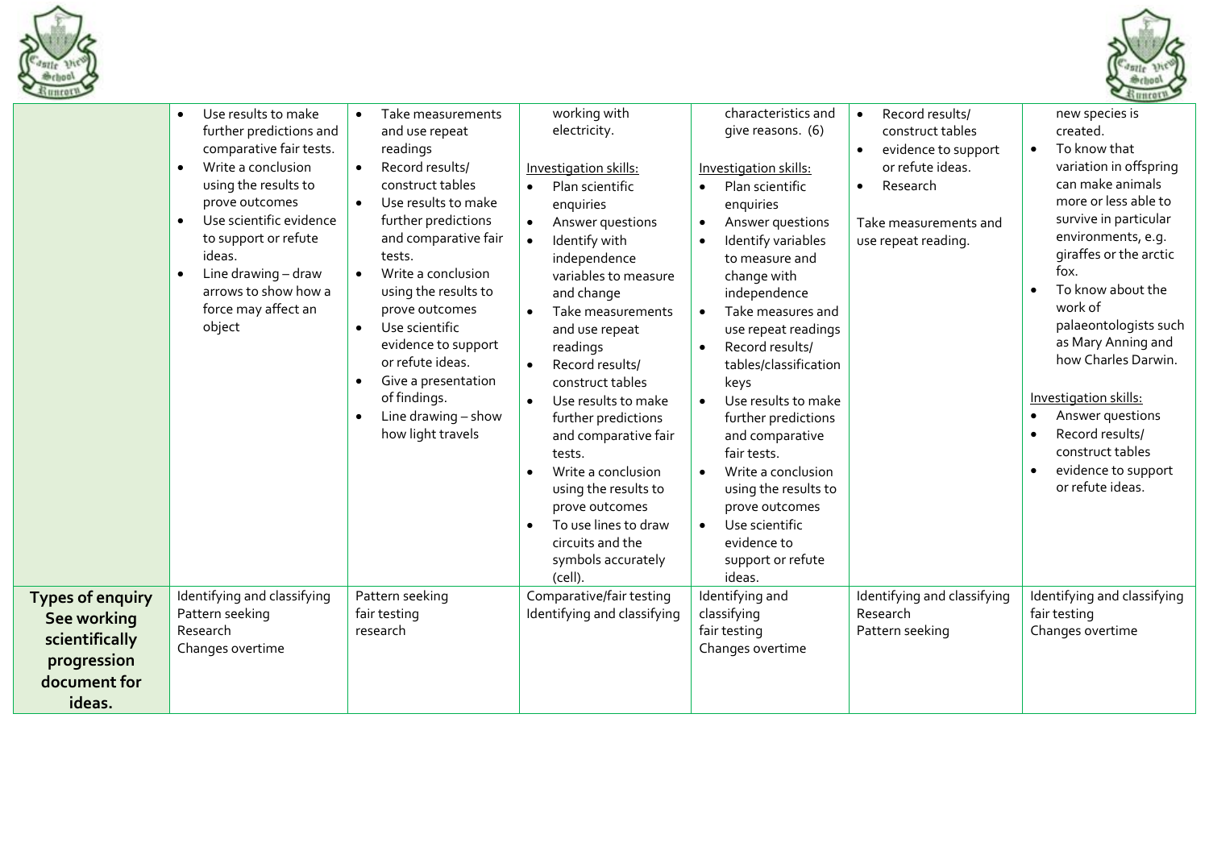| | | | | | | |
|---|---|---|---|---|---|---|
| | • Use results to make further predictions and comparative fair tests.<br>• Write a conclusion using the results to prove outcomes<br>• Use scientific evidence to support or refute ideas.<br>• Line drawing – draw arrows to show how a force may affect an object | • Take measurements and use repeat readings<br>• Record results/ construct tables<br>• Use results to make further predictions and comparative fair tests.<br>• Write a conclusion using the results to prove outcomes<br>• Use scientific evidence to support or refute ideas.<br>• Give a presentation of findings.<br>• Line drawing – show how light travels | working with electricity.<br><br>Investigation skills:<br>• Plan scientific enquiries<br>• Answer questions<br>• Identify with independence variables to measure and change<br>• Take measurements and use repeat readings<br>• Record results/ construct tables<br>• Use results to make further predictions and comparative fair tests.<br>• Write a conclusion using the results to prove outcomes<br>• To use lines to draw circuits and the symbols accurately (cell). | characteristics and give reasons. (6)<br><br>Investigation skills:<br>• Plan scientific enquiries<br>• Answer questions<br>• Identify variables to measure and change with independence<br>• Take measures and use repeat readings<br>• Record results/ tables/classification keys<br>• Use results to make further predictions and comparative fair tests.<br>• Write a conclusion using the results to prove outcomes<br>• Use scientific evidence to support or refute ideas. | • Record results/ construct tables<br>• evidence to support or refute ideas.<br>• Research<br><br>Take measurements and use repeat reading. | new species is created.<br>• To know that variation in offspring can make animals more or less able to survive in particular environments, e.g. giraffes or the arctic fox.<br>• To know about the work of palaeontologists such as Mary Anning and how Charles Darwin.<br><br>Investigation skills:<br>• Answer questions<br>• Record results/ construct tables<br>• evidence to support or refute ideas. |
| **Types of enquiry See working scientifically progression document for ideas.** | Identifying and classifying<br>Pattern seeking<br>Research<br>Changes overtime | Pattern seeking<br>fair testing<br>research | Comparative/fair testing<br>Identifying and classifying | Identifying and classifying<br>fair testing<br>Changes overtime | Identifying and classifying<br>Research<br>Pattern seeking | Identifying and classifying<br>fair testing<br>Changes overtime |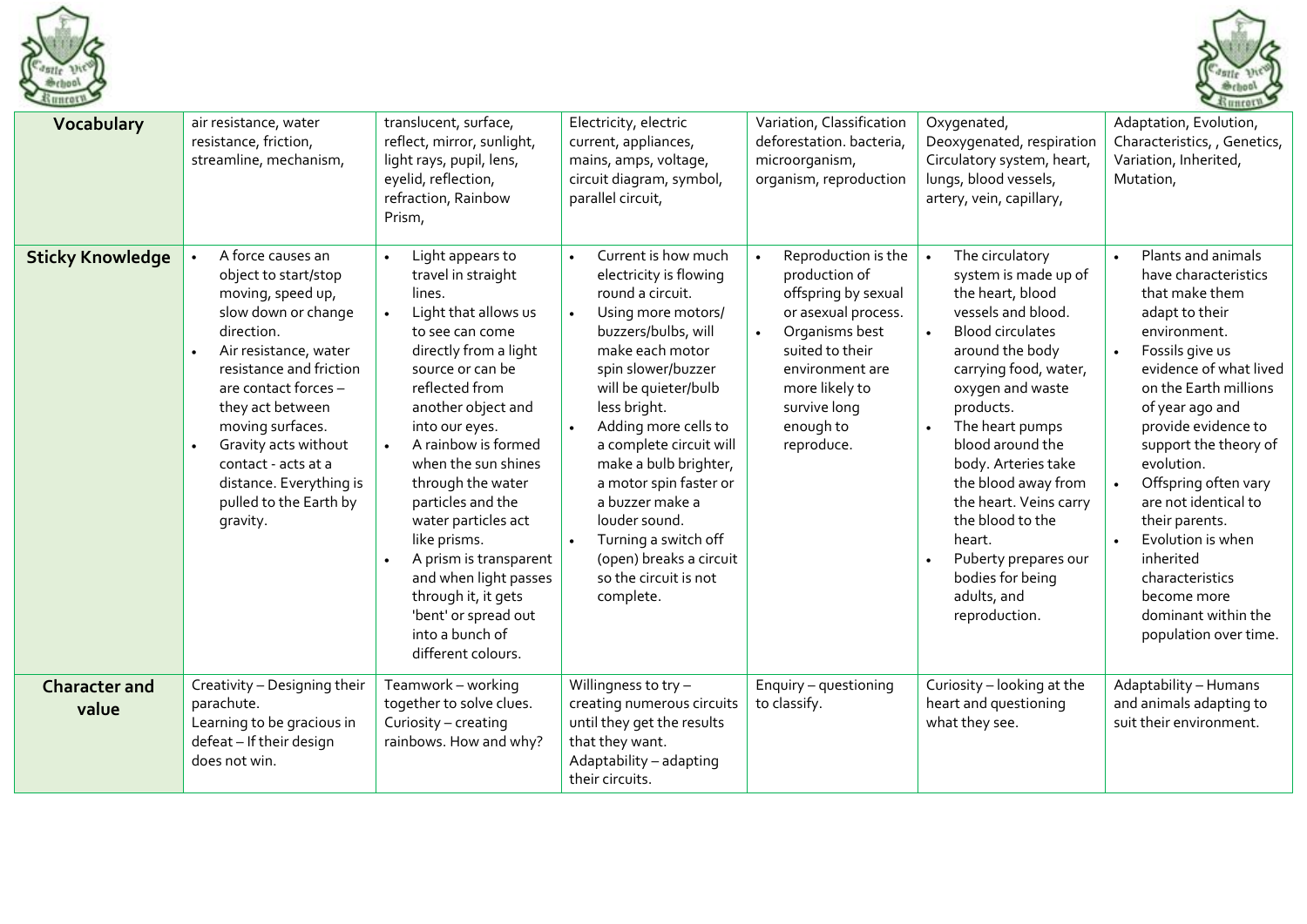| | | | | | | |
|---|---|---|---|---|---|---|
| **Vocabulary** | air resistance, water resistance, friction, streamline, mechanism, | translucent, surface, reflect, mirror, sunlight, light rays, pupil, lens, eyelid, reflection, refraction, Rainbow Prism, | Electricity, electric current, appliances, mains, amps, voltage, circuit diagram, symbol, parallel circuit, | Variation, Classification deforestation. bacteria, microorganism, organism, reproduction | Oxygenated, Deoxygenated, respiration Circulatory system, heart, lungs, blood vessels, artery, vein, capillary, | Adaptation, Evolution, Characteristics, , Genetics, Variation, Inherited, Mutation, |
| **Sticky Knowledge** | • A force causes an object to start/stop moving, speed up, slow down or change direction.<br>• Air resistance, water resistance and friction are contact forces – they act between moving surfaces.<br>• Gravity acts without contact - acts at a distance. Everything is pulled to the Earth by gravity. | • Light appears to travel in straight lines.<br>• Light that allows us to see can come directly from a light source or can be reflected from another object and into our eyes.<br>• A rainbow is formed when the sun shines through the water particles and the water particles act like prisms.<br>• A prism is transparent and when light passes through it, it gets 'bent' or spread out into a bunch of different colours. | • Current is how much electricity is flowing round a circuit.<br>• Using more motors/ buzzers/bulbs, will make each motor spin slower/buzzer will be quieter/bulb less bright.<br>• Adding more cells to a complete circuit will make a bulb brighter, a motor spin faster or a buzzer make a louder sound.<br>• Turning a switch off (open) breaks a circuit so the circuit is not complete. | • Reproduction is the production of offspring by sexual or asexual process.<br>• Organisms best suited to their environment are more likely to survive long enough to reproduce. | • The circulatory system is made up of the heart, blood vessels and blood.<br>• Blood circulates around the body carrying food, water, oxygen and waste products.<br>• The heart pumps blood around the body. Arteries take the blood away from the heart. Veins carry the blood to the heart.<br>• Puberty prepares our bodies for being adults, and reproduction. | • Plants and animals have characteristics that make them adapt to their environment.<br>• Fossils give us evidence of what lived on the Earth millions of year ago and provide evidence to support the theory of evolution.<br>• Offspring often vary are not identical to their parents.<br>• Evolution is when inherited characteristics become more dominant within the population over time. |
| **Character and value** | Creativity – Designing their parachute.<br>Learning to be gracious in defeat – If their design does not win. | Teamwork – working together to solve clues.<br>Curiosity – creating rainbows. How and why? | Willingness to try – creating numerous circuits until they get the results that they want.<br>Adaptability – adapting their circuits. | Enquiry – questioning to classify. | Curiosity – looking at the heart and questioning what they see. | Adaptability – Humans and animals adapting to suit their environment. |